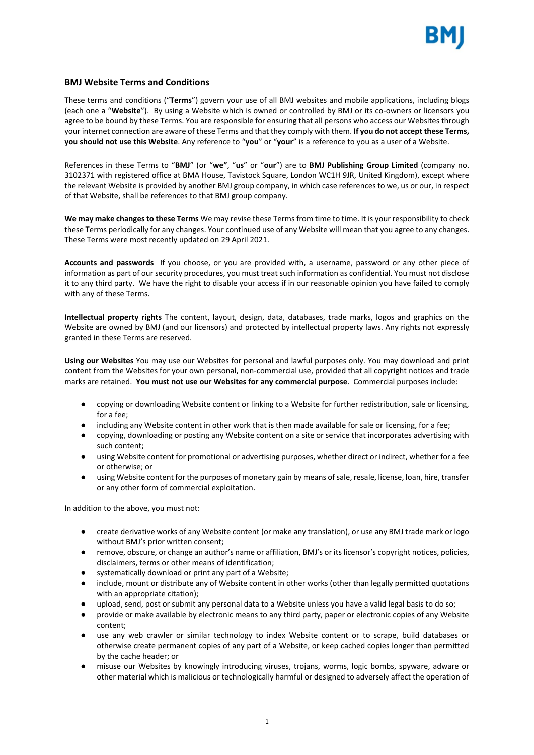## BMJ Website Terms and Conditions

These terms and conditions ("**Terms**") govern your use of all BMJ websites and mobile applications, including blogs (each one a "**Website**"). By using a Website which is owned or controlled by BMJ or its co-owners or licensors you agree to be bound by these Terms. You are responsible for ensuring that all persons who access our Websites through your internet connection are aware of these Terms and that they comply with them. **If you do not accept these Terms, you should not use this Website**. Any reference to "**you**" or "**your**" is a reference to you as a user of a Website.

References in these Terms to "**BMJ**" (or "**we"**, "**us**" or "**our**") are to **BMJ Publishing Group Limited** (company no. 3102371 with registered office at BMA House, Tavistock Square, London WC1H 9JR, United Kingdom), except where the relevant Website is provided by another BMJ group company, in which case references to we, us or our, in respect of that Website, shall be references to that BMJ group company.

**We may make changes to these Terms** We may revise these Terms from time to time. It is your responsibility to check these Terms periodically for any changes. Your continued use of any Website will mean that you agree to any changes. These Terms were most recently updated on 29 April 2021.

**Accounts and passwords** If you choose, or you are provided with, a username, password or any other piece of information as part of our security procedures, you must treat such information as confidential. You must not disclose it to any third party. We have the right to disable your access if in our reasonable opinion you have failed to comply with any of these Terms.

**Intellectual property rights** The content, layout, design, data, databases, trade marks, logos and graphics on the Website are owned by BMJ (and our licensors) and protected by intellectual property laws. Any rights not expressly granted in these Terms are reserved.

**Using our Websites** You may use our Websites for personal and lawful purposes only. You may download and print content from the Websites for your own personal, non-commercial use, provided that all copyright notices and trade marks are retained. **You must not use our Websites for any commercial purpose**. Commercial purposes include:

- copying or downloading Website content or linking to a Website for further redistribution, sale or licensing, for a fee;
- including any Website content in other work that is then made available for sale or licensing, for a fee;
- copying, downloading or posting any Website content on a site or service that incorporates advertising with such content;
- using Website content for promotional or advertising purposes, whether direct or indirect, whether for a fee or otherwise; or
- using Website content for the purposes of monetary gain by means of sale, resale, license, loan, hire, transfer or any other form of commercial exploitation.

In addition to the above, you must not:

- create derivative works of any Website content (or make any translation), or use any BMJ trade mark or logo without BMJ's prior written consent;
- remove, obscure, or change an author's name or affiliation, BMJ's or its licensor's copyright notices, policies, disclaimers, terms or other means of identification;
- systematically download or print any part of a Website;
- include, mount or distribute any of Website content in other works (other than legally permitted quotations with an appropriate citation);
- upload, send, post or submit any personal data to a Website unless you have a valid legal basis to do so;
- provide or make available by electronic means to any third party, paper or electronic copies of any Website content;
- use any web crawler or similar technology to index Website content or to scrape, build databases or otherwise create permanent copies of any part of a Website, or keep cached copies longer than permitted by the cache header; or
- misuse our Websites by knowingly introducing viruses, trojans, worms, logic bombs, spyware, adware or other material which is malicious or technologically harmful or designed to adversely affect the operation of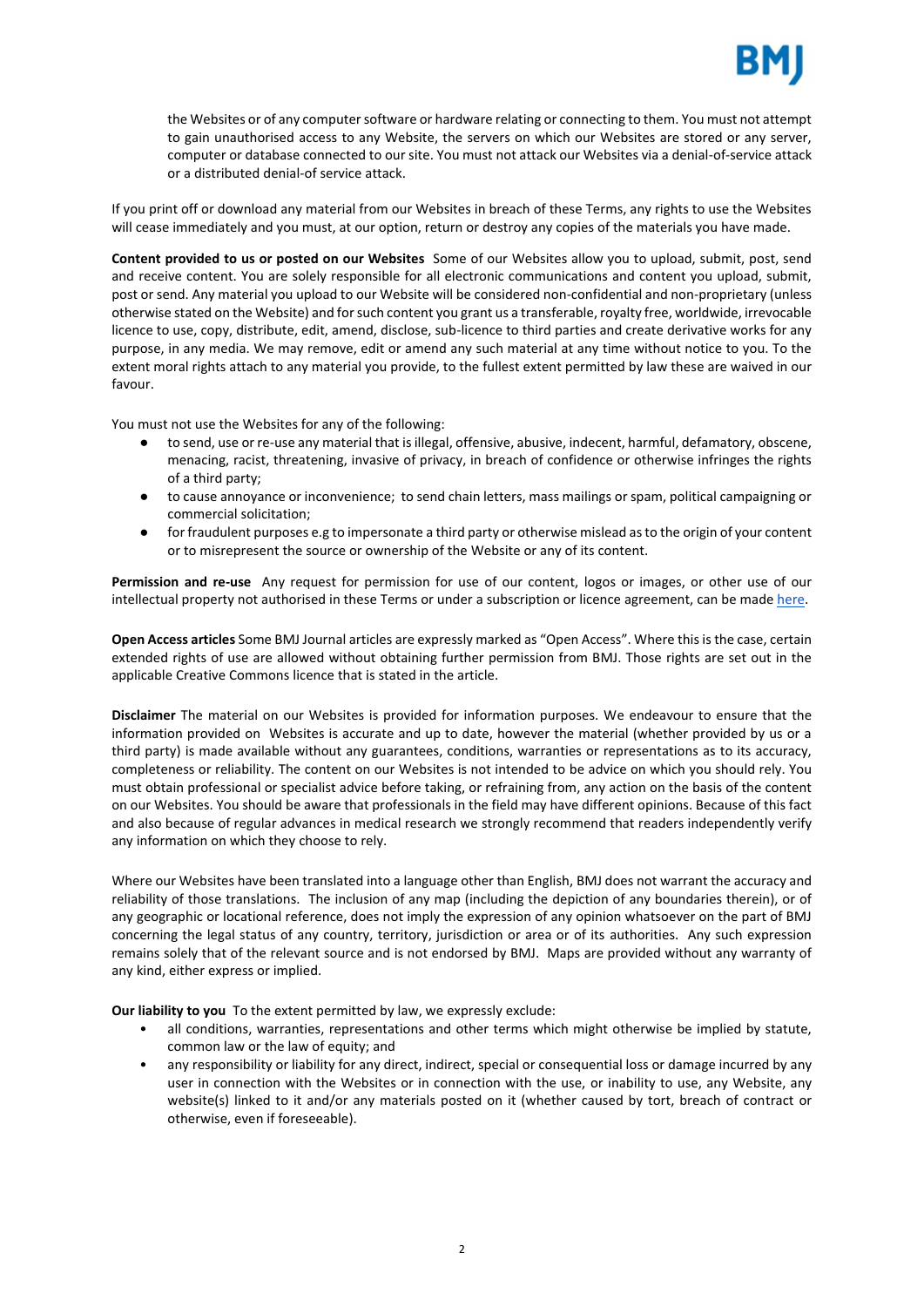the Websites or of any computer software or hardware relating or connecting to them. You must not attempt to gain unauthorised access to any Website, the servers on which our Websites are stored or any server, computer or database connected to our site. You must not attack our Websites via a denial-of-service attack or a distributed denial-of service attack.

If you print off or download any material from our Websites in breach of these Terms, any rights to use the Websites will cease immediately and you must, at our option, return or destroy any copies of the materials you have made.

**Content provided to us or posted on our Websites** Some of our Websites allow you to upload, submit, post, send and receive content. You are solely responsible for all electronic communications and content you upload, submit, post or send. Any material you upload to our Website will be considered non-confidential and non-proprietary (unless otherwise stated on the Website) and for such content you grant us a transferable, royalty free, worldwide, irrevocable licence to use, copy, distribute, edit, amend, disclose, sub-licence to third parties and create derivative works for any purpose, in any media. We may remove, edit or amend any such material at any time without notice to you. To the extent moral rights attach to any material you provide, to the fullest extent permitted by law these are waived in our favour.

You must not use the Websites for any of the following:

- to send, use or re-use any material that is illegal, offensive, abusive, indecent, harmful, defamatory, obscene, menacing, racist, threatening, invasive of privacy, in breach of confidence or otherwise infringes the rights of a third party;
- to cause annoyance or inconvenience; to send chain letters, mass mailings or spam, political campaigning or commercial solicitation;
- for fraudulent purposes e.g to impersonate a third party or otherwise mislead as to the origin of your content or to misrepresent the source or ownership of the Website or any of its content.

**Permission and re-use** Any request for permission for use of our content, logos or images, or other use of our intellectual property not authorised in these Terms or under a subscription or licence agreement, can be made here.

**Open Access articles** Some BMJ Journal articles are expressly marked as "Open Access". Where this is the case, certain extended rights of use are allowed without obtaining further permission from BMJ. Those rights are set out in the applicable Creative Commons licence that is stated in the article.

**Disclaimer** The material on our Websites is provided for information purposes. We endeavour to ensure that the information provided on Websites is accurate and up to date, however the material (whether provided by us or a third party) is made available without any guarantees, conditions, warranties or representations as to its accuracy, completeness or reliability. The content on our Websites is not intended to be advice on which you should rely. You must obtain professional or specialist advice before taking, or refraining from, any action on the basis of the content on our Websites. You should be aware that professionals in the field may have different opinions. Because of this fact and also because of regular advances in medical research we strongly recommend that readers independently verify any information on which they choose to rely.

Where our Websites have been translated into a language other than English, BMJ does not warrant the accuracy and reliability of those translations. The inclusion of any map (including the depiction of any boundaries therein), or of any geographic or locational reference, does not imply the expression of any opinion whatsoever on the part of BMJ concerning the legal status of any country, territory, jurisdiction or area or of its authorities. Any such expression remains solely that of the relevant source and is not endorsed by BMJ. Maps are provided without any warranty of any kind, either express or implied.

**Our liability to you** To the extent permitted by law, we expressly exclude:

- all conditions, warranties, representations and other terms which might otherwise be implied by statute, common law or the law of equity; and
- any responsibility or liability for any direct, indirect, special or consequential loss or damage incurred by any user in connection with the Websites or in connection with the use, or inability to use, any Website, any website(s) linked to it and/or any materials posted on it (whether caused by tort, breach of contract or otherwise, even if foreseeable).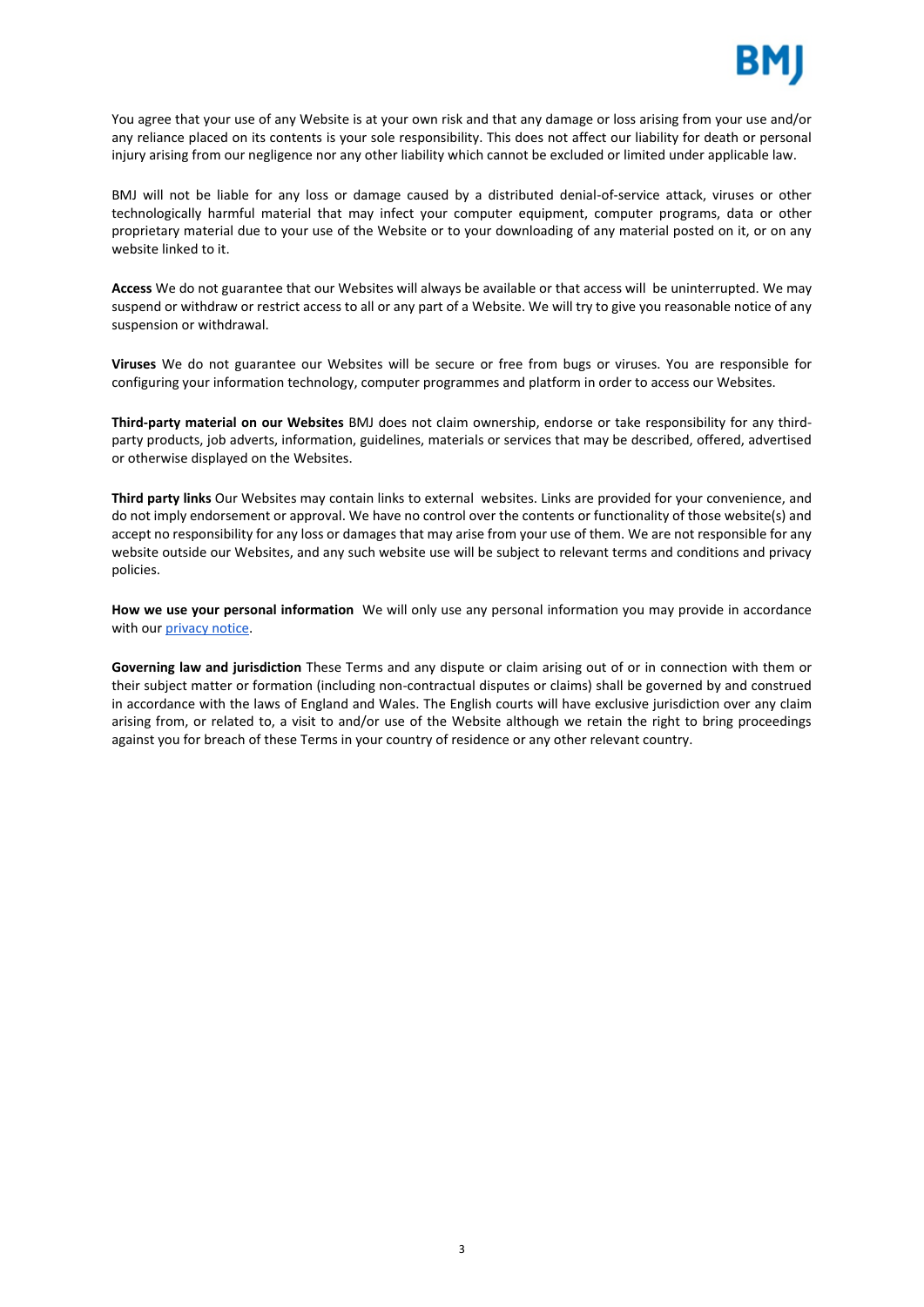You agree that your use of any Website is at your own risk and that any damage or loss arising from your use and/or any reliance placed on its contents is your sole responsibility. This does not affect our liability for death or personal injury arising from our negligence nor any other liability which cannot be excluded or limited under applicable law.

BMJ will not be liable for any loss or damage caused by a distributed denial-of-service attack, viruses or other technologically harmful material that may infect your computer equipment, computer programs, data or other proprietary material due to your use of the Website or to your downloading of any material posted on it, or on any website linked to it.

**Access** We do not guarantee that our Websites will always be available or that access will be uninterrupted. We may suspend or withdraw or restrict access to all or any part of a Website. We will try to give you reasonable notice of any suspension or withdrawal.

**Viruses** We do not guarantee our Websites will be secure or free from bugs or viruses. You are responsible for configuring your information technology, computer programmes and platform in order to access our Websites.

**Third-party material on our Websites** BMJ does not claim ownership, endorse or take responsibility for any third-party products, job adverts, information, guidelines, materials or services that may be described, offered, advertised or otherwise displayed on the Websites.

**Third party links** Our Websites may contain links to external websites. Links are provided for your convenience, and do not imply endorsement or approval. We have no control over the contents or functionality of those website(s) and accept no responsibility for any loss or damages that may arise from your use of them. We are not responsible for any website outside our Websites, and any such website use will be subject to relevant terms and conditions and privacy policies.

**How we use your personal information** We will only use any personal information you may provide in accordance with our privacy notice.

**Governing law and jurisdiction** These Terms and any dispute or claim arising out of or in connection with them or their subject matter or formation (including non-contractual disputes or claims) shall be governed by and construed in accordance with the laws of England and Wales. The English courts will have exclusive jurisdiction over any claim arising from, or related to, a visit to and/or use of the Website although we retain the right to bring proceedings against you for breach of these Terms in your country of residence or any other relevant country.